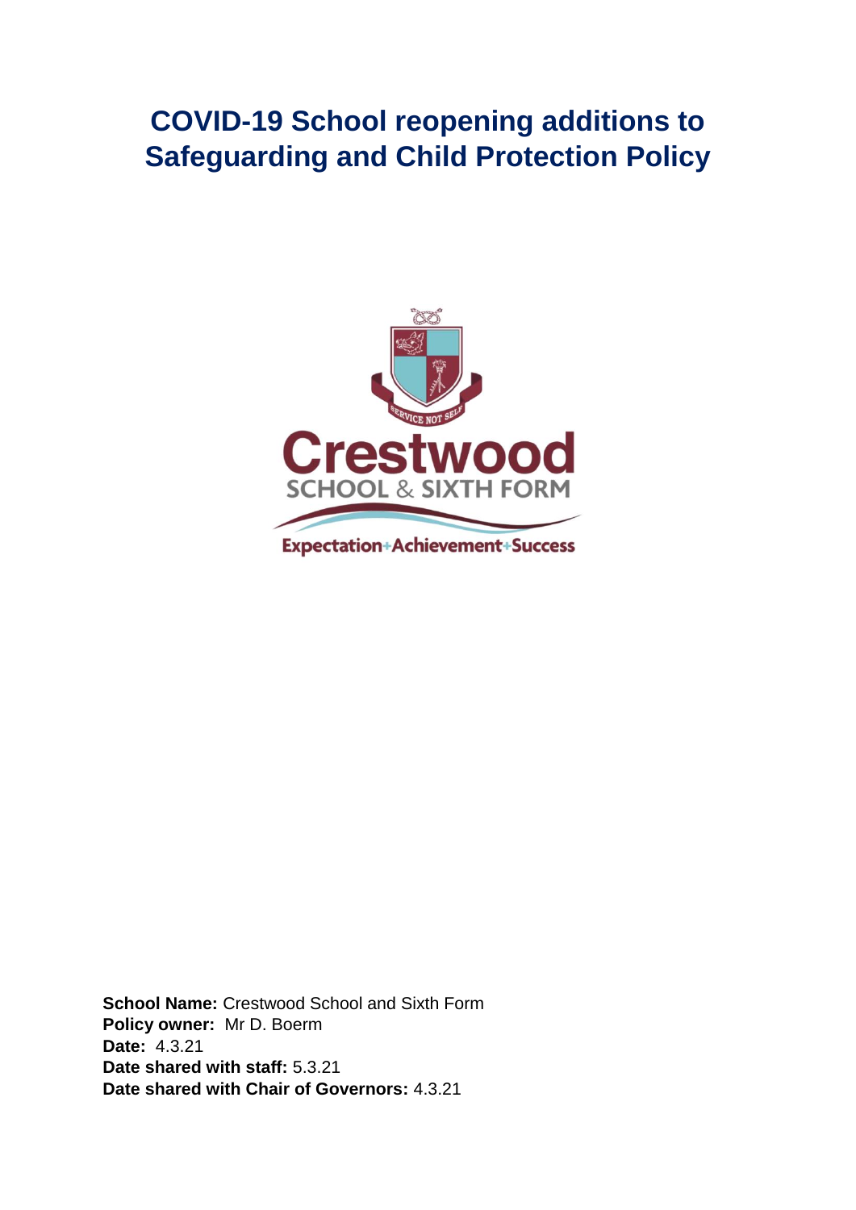# COVID-19 School reopening additions to Safeguarding and Child Protection Policy

**School Name:** Crestwood School and Sixth Form
**Policy owner:** Mr D. Boerm
**Date:** 4.3.21
**Date shared with staff:** 5.3.21
**Date shared with Chair of Governors:** 4.3.21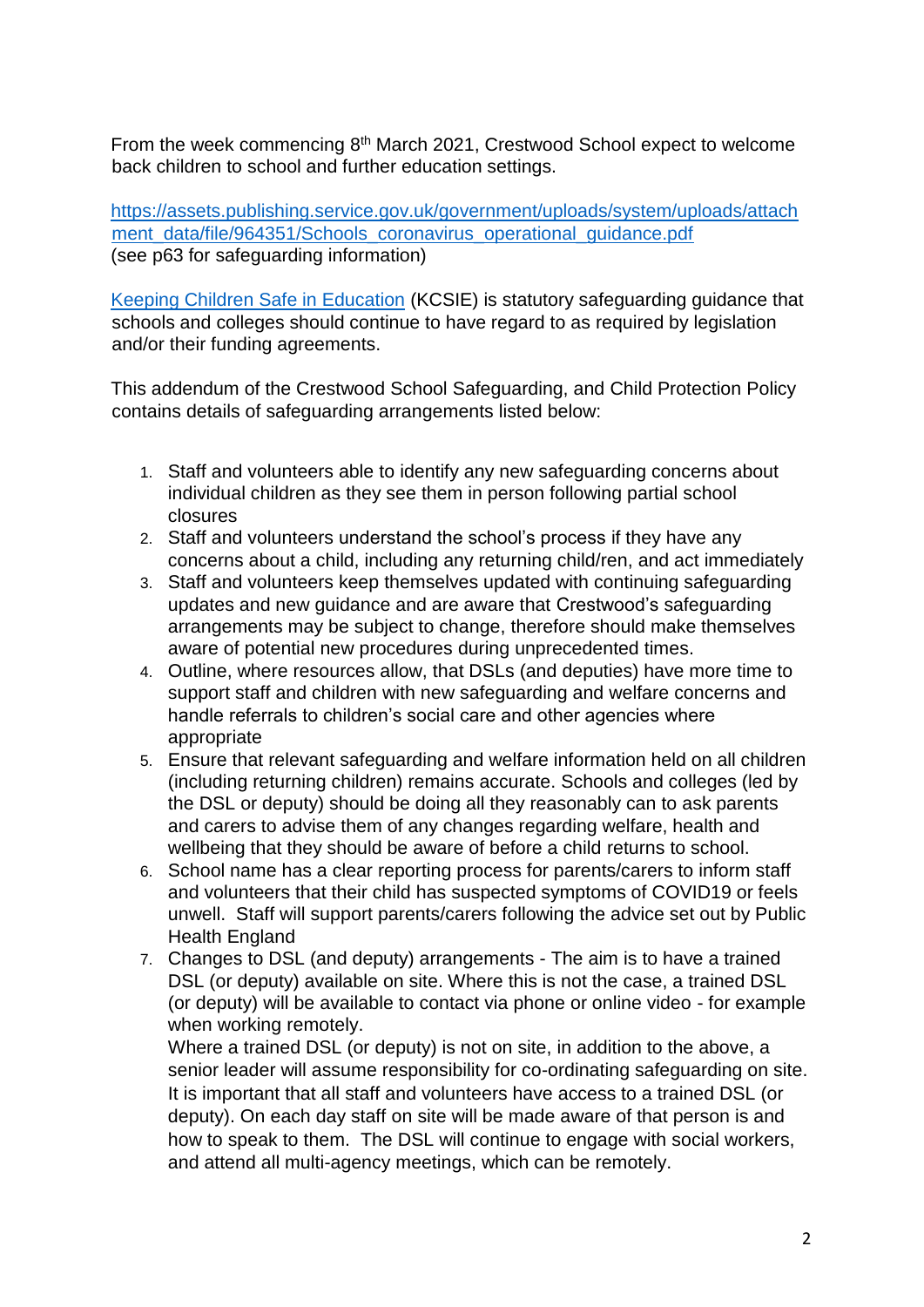From the week commencing 8th March 2021, Crestwood School expect to welcome back children to school and further education settings.

[https://assets.publishing.service.gov.uk/government/uploads/system/uploads/attachment_data/file/964351/Schools_coronavirus_operational_guidance.pdf](https://assets.publishing.service.gov.uk/government/uploads/system/uploads/attachment_data/file/964351/Schools_coronavirus_operational_guidance.pdf)
(see p63 for safeguarding information)

Keeping Children Safe in Education (KCSIE) is statutory safeguarding guidance that schools and colleges should continue to have regard to as required by legislation and/or their funding agreements.

This addendum of the Crestwood School Safeguarding, and Child Protection Policy contains details of safeguarding arrangements listed below:

1. Staff and volunteers able to identify any new safeguarding concerns about individual children as they see them in person following partial school closures
2. Staff and volunteers understand the school's process if they have any concerns about a child, including any returning child/ren, and act immediately
3. Staff and volunteers keep themselves updated with continuing safeguarding updates and new guidance and are aware that Crestwood's safeguarding arrangements may be subject to change, therefore should make themselves aware of potential new procedures during unprecedented times.
4. Outline, where resources allow, that DSLs (and deputies) have more time to support staff and children with new safeguarding and welfare concerns and handle referrals to children's social care and other agencies where appropriate
5. Ensure that relevant safeguarding and welfare information held on all children (including returning children) remains accurate. Schools and colleges (led by the DSL or deputy) should be doing all they reasonably can to ask parents and carers to advise them of any changes regarding welfare, health and wellbeing that they should be aware of before a child returns to school.
6. School name has a clear reporting process for parents/carers to inform staff and volunteers that their child has suspected symptoms of COVID19 or feels unwell. Staff will support parents/carers following the advice set out by Public Health England
7. Changes to DSL (and deputy) arrangements - The aim is to have a trained DSL (or deputy) available on site. Where this is not the case, a trained DSL (or deputy) will be available to contact via phone or online video - for example when working remotely.
   Where a trained DSL (or deputy) is not on site, in addition to the above, a senior leader will assume responsibility for co-ordinating safeguarding on site. It is important that all staff and volunteers have access to a trained DSL (or deputy). On each day staff on site will be made aware of that person is and how to speak to them. The DSL will continue to engage with social workers, and attend all multi-agency meetings, which can be remotely.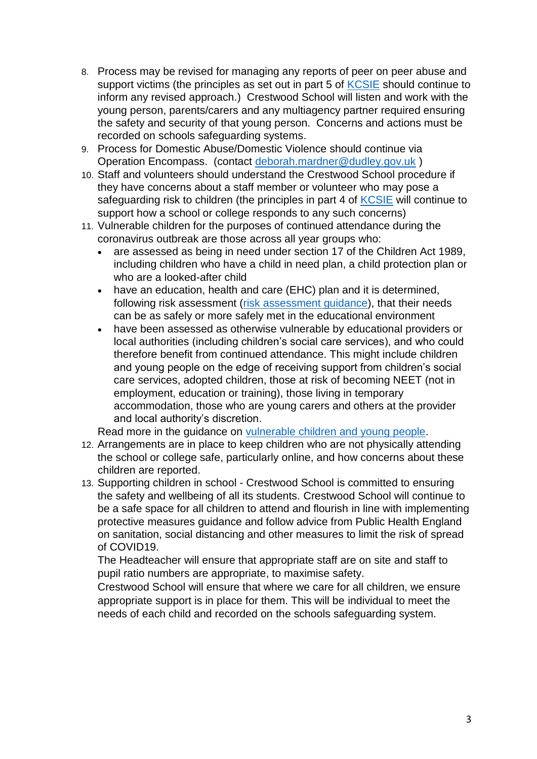8. Process may be revised for managing any reports of peer on peer abuse and support victims (the principles as set out in part 5 of [KCSIE] should continue to inform any revised approach.) Crestwood School will listen and work with the young person, parents/carers and any multiagency partner required ensuring the safety and security of that young person. Concerns and actions must be recorded on schools safeguarding systems.
9. Process for Domestic Abuse/Domestic Violence should continue via Operation Encompass. (contact deborah.mardner@dudley.gov.uk )
10. Staff and volunteers should understand the Crestwood School procedure if they have concerns about a staff member or volunteer who may pose a safeguarding risk to children (the principles in part 4 of [KCSIE] will continue to support how a school or college responds to any such concerns)
11. Vulnerable children for the purposes of continued attendance during the coronavirus outbreak are those across all year groups who:
    - are assessed as being in need under section 17 of the Children Act 1989, including children who have a child in need plan, a child protection plan or who are a looked-after child
    - have an education, health and care (EHC) plan and it is determined, following risk assessment ([risk assessment guidance]), that their needs can be as safely or more safely met in the educational environment
    - have been assessed as otherwise vulnerable by educational providers or local authorities (including children's social care services), and who could therefore benefit from continued attendance. This might include children and young people on the edge of receiving support from children's social care services, adopted children, those at risk of becoming NEET (not in employment, education or training), those living in temporary accommodation, those who are young carers and others at the provider and local authority's discretion.

    Read more in the guidance on [vulnerable children and young people].
12. Arrangements are in place to keep children who are not physically attending the school or college safe, particularly online, and how concerns about these children are reported.
13. Supporting children in school - Crestwood School is committed to ensuring the safety and wellbeing of all its students. Crestwood School will continue to be a safe space for all children to attend and flourish in line with implementing protective measures guidance and follow advice from Public Health England on sanitation, social distancing and other measures to limit the risk of spread of COVID19.

    The Headteacher will ensure that appropriate staff are on site and staff to pupil ratio numbers are appropriate, to maximise safety.

    Crestwood School will ensure that where we care for all children, we ensure appropriate support is in place for them. This will be individual to meet the needs of each child and recorded on the schools safeguarding system.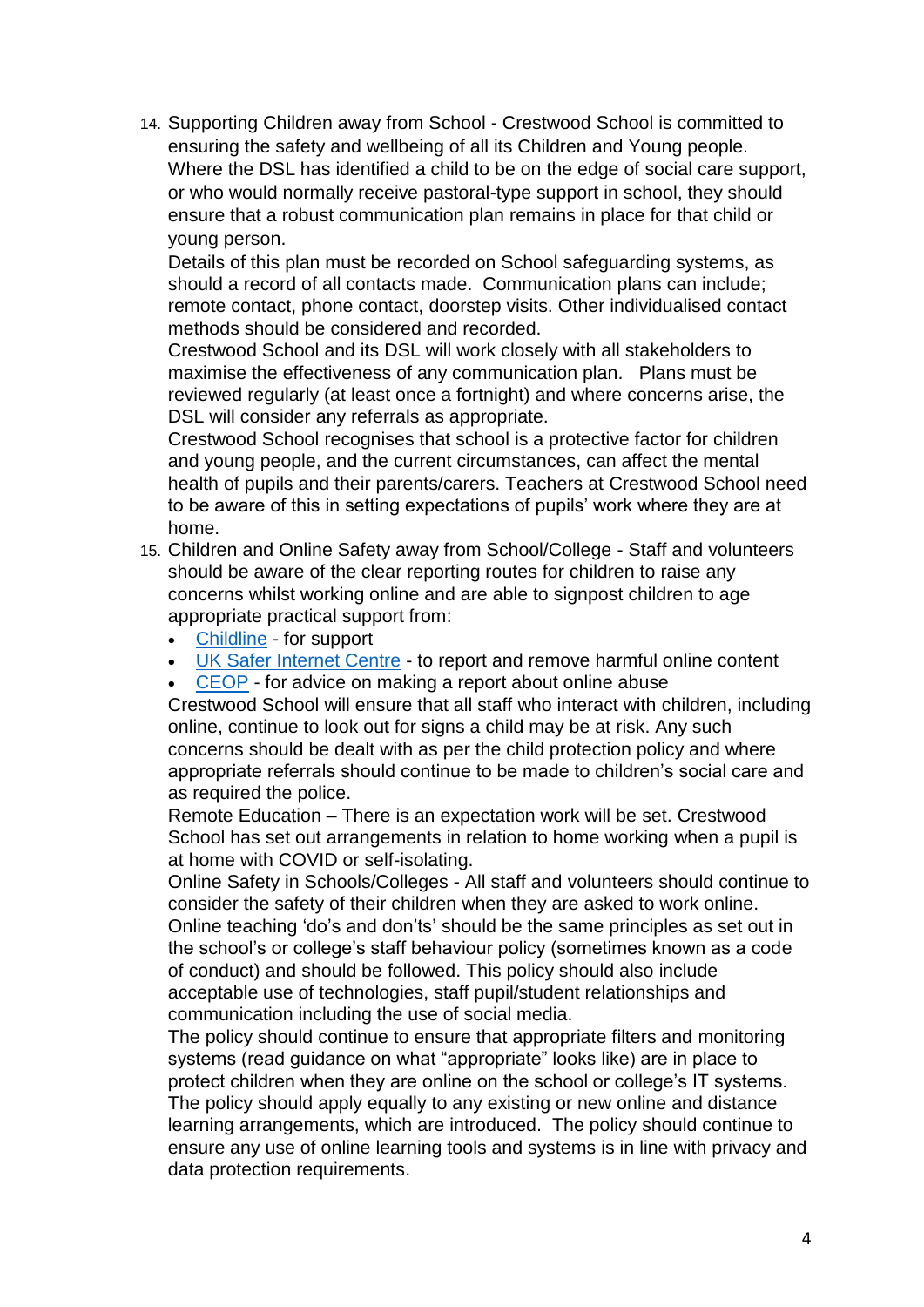14. Supporting Children away from School - Crestwood School is committed to ensuring the safety and wellbeing of all its Children and Young people. Where the DSL has identified a child to be on the edge of social care support, or who would normally receive pastoral-type support in school, they should ensure that a robust communication plan remains in place for that child or young person.
    Details of this plan must be recorded on School safeguarding systems, as should a record of all contacts made. Communication plans can include; remote contact, phone contact, doorstep visits. Other individualised contact methods should be considered and recorded.
    Crestwood School and its DSL will work closely with all stakeholders to maximise the effectiveness of any communication plan. Plans must be reviewed regularly (at least once a fortnight) and where concerns arise, the DSL will consider any referrals as appropriate.
    Crestwood School recognises that school is a protective factor for children and young people, and the current circumstances, can affect the mental health of pupils and their parents/carers. Teachers at Crestwood School need to be aware of this in setting expectations of pupils' work where they are at home.
15. Children and Online Safety away from School/College - Staff and volunteers should be aware of the clear reporting routes for children to raise any concerns whilst working online and are able to signpost children to age appropriate practical support from:
    - Childline - for support
    - UK Safer Internet Centre - to report and remove harmful online content
    - CEOP - for advice on making a report about online abuse

    Crestwood School will ensure that all staff who interact with children, including online, continue to look out for signs a child may be at risk. Any such concerns should be dealt with as per the child protection policy and where appropriate referrals should continue to be made to children's social care and as required the police.
    Remote Education – There is an expectation work will be set. Crestwood School has set out arrangements in relation to home working when a pupil is at home with COVID or self-isolating.
    Online Safety in Schools/Colleges - All staff and volunteers should continue to consider the safety of their children when they are asked to work online. Online teaching 'do's and don'ts' should be the same principles as set out in the school's or college's staff behaviour policy (sometimes known as a code of conduct) and should be followed. This policy should also include acceptable use of technologies, staff pupil/student relationships and communication including the use of social media.
    The policy should continue to ensure that appropriate filters and monitoring systems (read guidance on what "appropriate" looks like) are in place to protect children when they are online on the school or college's IT systems. The policy should apply equally to any existing or new online and distance learning arrangements, which are introduced. The policy should continue to ensure any use of online learning tools and systems is in line with privacy and data protection requirements.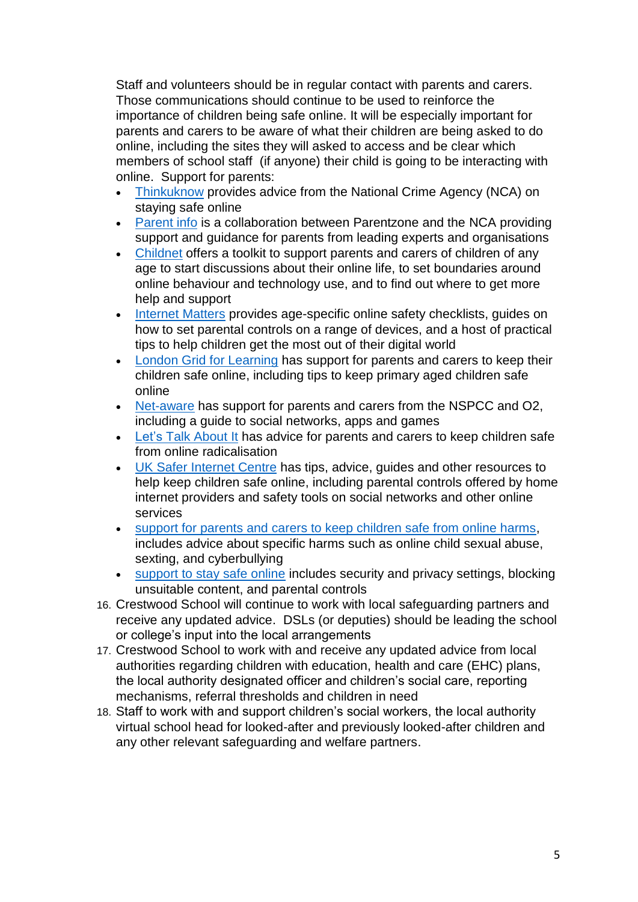Staff and volunteers should be in regular contact with parents and carers. Those communications should continue to be used to reinforce the importance of children being safe online. It will be especially important for parents and carers to be aware of what their children are being asked to do online, including the sites they will asked to access and be clear which members of school staff (if anyone) their child is going to be interacting with online. Support for parents:

- Thinkuknow provides advice from the National Crime Agency (NCA) on staying safe online
- Parent info is a collaboration between Parentzone and the NCA providing support and guidance for parents from leading experts and organisations
- Childnet offers a toolkit to support parents and carers of children of any age to start discussions about their online life, to set boundaries around online behaviour and technology use, and to find out where to get more help and support
- Internet Matters provides age-specific online safety checklists, guides on how to set parental controls on a range of devices, and a host of practical tips to help children get the most out of their digital world
- London Grid for Learning has support for parents and carers to keep their children safe online, including tips to keep primary aged children safe online
- Net-aware has support for parents and carers from the NSPCC and O2, including a guide to social networks, apps and games
- Let's Talk About It has advice for parents and carers to keep children safe from online radicalisation
- UK Safer Internet Centre has tips, advice, guides and other resources to help keep children safe online, including parental controls offered by home internet providers and safety tools on social networks and other online services
- support for parents and carers to keep children safe from online harms, includes advice about specific harms such as online child sexual abuse, sexting, and cyberbullying
- support to stay safe online includes security and privacy settings, blocking unsuitable content, and parental controls

16. Crestwood School will continue to work with local safeguarding partners and receive any updated advice. DSLs (or deputies) should be leading the school or college's input into the local arrangements
17. Crestwood School to work with and receive any updated advice from local authorities regarding children with education, health and care (EHC) plans, the local authority designated officer and children's social care, reporting mechanisms, referral thresholds and children in need
18. Staff to work with and support children's social workers, the local authority virtual school head for looked-after and previously looked-after children and any other relevant safeguarding and welfare partners.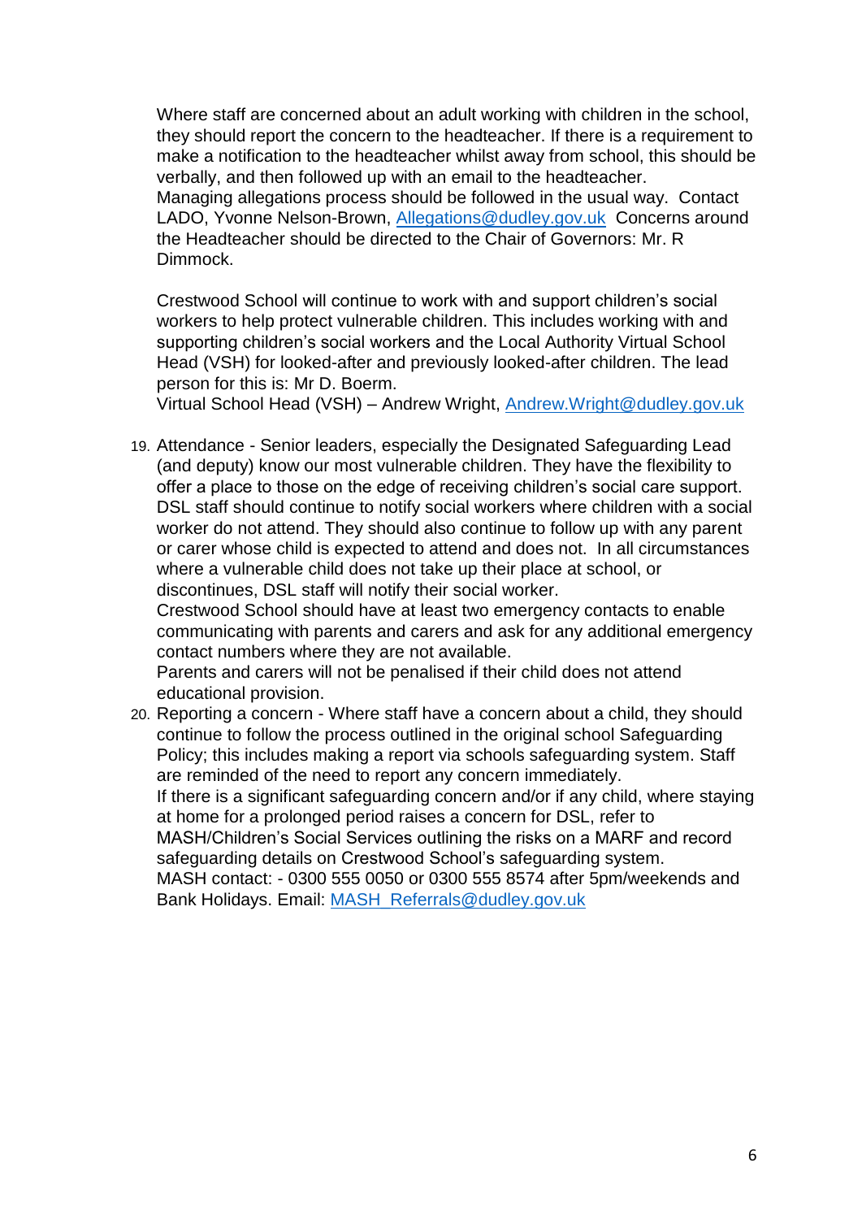Where staff are concerned about an adult working with children in the school, they should report the concern to the headteacher. If there is a requirement to make a notification to the headteacher whilst away from school, this should be verbally, and then followed up with an email to the headteacher.
Managing allegations process should be followed in the usual way. Contact LADO, Yvonne Nelson-Brown, Allegations@dudley.gov.uk Concerns around the Headteacher should be directed to the Chair of Governors: Mr. R Dimmock.

Crestwood School will continue to work with and support children's social workers to help protect vulnerable children. This includes working with and supporting children's social workers and the Local Authority Virtual School Head (VSH) for looked-after and previously looked-after children. The lead person for this is: Mr D. Boerm.
Virtual School Head (VSH) – Andrew Wright, Andrew.Wright@dudley.gov.uk

19. Attendance - Senior leaders, especially the Designated Safeguarding Lead (and deputy) know our most vulnerable children. They have the flexibility to offer a place to those on the edge of receiving children's social care support. DSL staff should continue to notify social workers where children with a social worker do not attend. They should also continue to follow up with any parent or carer whose child is expected to attend and does not. In all circumstances where a vulnerable child does not take up their place at school, or discontinues, DSL staff will notify their social worker.
Crestwood School should have at least two emergency contacts to enable communicating with parents and carers and ask for any additional emergency contact numbers where they are not available.
Parents and carers will not be penalised if their child does not attend educational provision.
20. Reporting a concern - Where staff have a concern about a child, they should continue to follow the process outlined in the original school Safeguarding Policy; this includes making a report via schools safeguarding system. Staff are reminded of the need to report any concern immediately.
If there is a significant safeguarding concern and/or if any child, where staying at home for a prolonged period raises a concern for DSL, refer to MASH/Children's Social Services outlining the risks on a MARF and record safeguarding details on Crestwood School's safeguarding system.
MASH contact: - 0300 555 0050 or 0300 555 8574 after 5pm/weekends and Bank Holidays. Email: MASH_Referrals@dudley.gov.uk